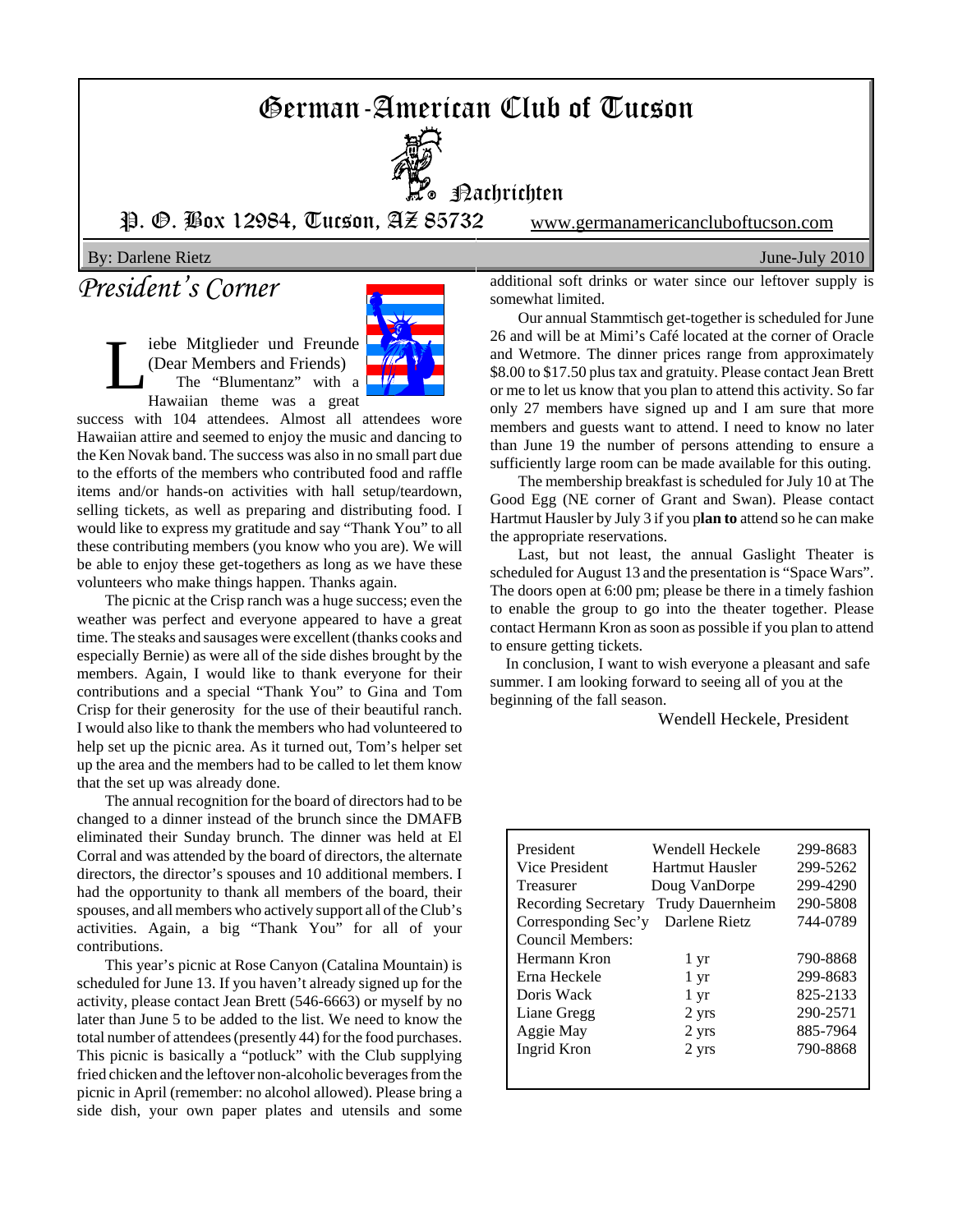# German-American Club of Tucson

## Nachrichten

P. O. Box 12984, Tucson, AZ 85732 www.germanamericancluboftucson.com

By: Darlene Rietz June-July 2010

## *President's Corner*

Liebe Mitglieder und Freunde (Dear Members and Friends)

The "Blumentanz" with a Hawaiian theme was a great success with 104 attendees. Almost all attendees wore Hawaiian attire and seemed to enjoy the music and dancing to the Ken Novak band. The success was also in no small part due to the efforts of the members who contributed food and raffle items and/or hands-on activities with hall setup/teardown, selling tickets, as well as preparing and distributing food. I would like to express my gratitude and say "Thank You" to all these contributing members (you know who you are). We will be able to enjoy these get-togethers as long as we have these volunteers who make things happen. Thanks again.

The picnic at the Crisp ranch was a huge success; even the weather was perfect and everyone appeared to have a great time. The steaks and sausages were excellent (thanks cooks and especially Bernie) as were all of the side dishes brought by the members. Again, I would like to thank everyone for their contributions and a special "Thank You" to Gina and Tom Crisp for their generosity for the use of their beautiful ranch. I would also like to thank the members who had volunteered to help set up the picnic area. As it turned out, Tom's helper set up the area and the members had to be called to let them know that the set up was already done.

The annual recognition for the board of directors had to be changed to a dinner instead of the brunch since the DMAFB eliminated their Sunday brunch. The dinner was held at El Corral and was attended by the board of directors, the alternate directors, the director's spouses and 10 additional members. I had the opportunity to thank all members of the board, their spouses, and all members who actively support all of the Club's activities. Again, a big "Thank You" for all of your contributions.

This year's picnic at Rose Canyon (Catalina Mountain) is scheduled for June 13. If you haven't already signed up for the activity, please contact Jean Brett (546-6663) or myself by no later than June 5 to be added to the list. We need to know the total number of attendees (presently 44) for the food purchases. This picnic is basically a "potluck" with the Club supplying fried chicken and the leftover non-alcoholic beverages from the picnic in April (remember: no alcohol allowed). Please bring a side dish, your own paper plates and utensils and some additional soft drinks or water since our leftover supply is somewhat limited.

Our annual Stammtisch get-together is scheduled for June 26 and will be at Mimi's Café located at the corner of Oracle and Wetmore. The dinner prices range from approximately $8.00 to $17.50 plus tax and gratuity. Please contact Jean Brett or me to let us know that you plan to attend this activity. So far only 27 members have signed up and I am sure that more members and guests want to attend. I need to know no later than June 19 the number of persons attending to ensure a sufficiently large room can be made available for this outing.

The membership breakfast is scheduled for July 10 at The Good Egg (NE corner of Grant and Swan). Please contact Hartmut Hausler by July 3 if you p**lan to** attend so he can make the appropriate reservations.

Last, but not least, the annual Gaslight Theater is scheduled for August 13 and the presentation is "Space Wars". The doors open at 6:00 pm; please be there in a timely fashion to enable the group to go into the theater together. Please contact Hermann Kron as soon as possible if you plan to attend to ensure getting tickets.

In conclusion, I want to wish everyone a pleasant and safe summer. I am looking forward to seeing all of you at the beginning of the fall season.

Wendell Heckele, President

| | | |
|---|---|---|
| President | Wendell Heckele | 299-8683 |
| Vice President | Hartmut Hausler | 299-5262 |
| Treasurer | Doug VanDorpe | 299-4290 |
| Recording Secretary | Trudy Dauernheim | 290-5808 |
| Corresponding Sec'y | Darlene Rietz | 744-0789 |
| Council Members: | | |
| Hermann Kron | 1 yr | 790-8868 |
| Erna Heckele | 1 yr | 299-8683 |
| Doris Wack | 1 yr | 825-2133 |
| Liane Gregg | 2 yrs | 290-2571 |
| Aggie May | 2 yrs | 885-7964 |
| Ingrid Kron | 2 yrs | 790-8868 |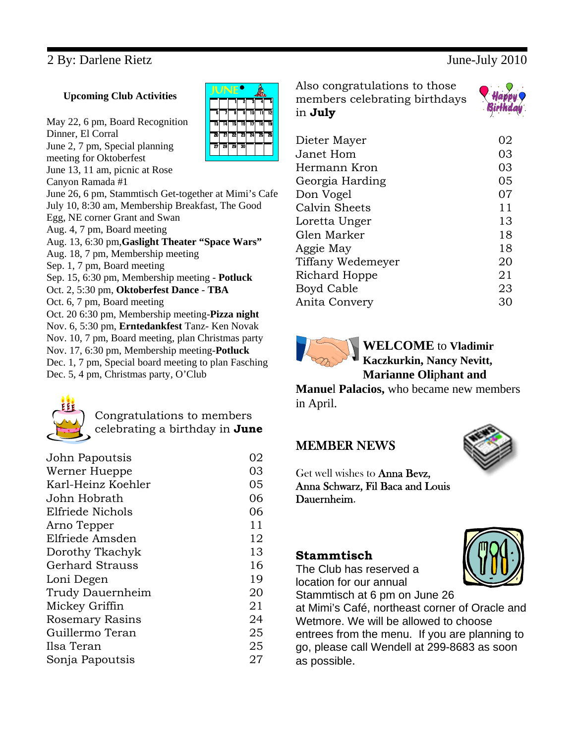2 By: Darlene Rietz June-July 2010

### Upcoming Club Activities

May 22, 6 pm, Board Recognition Dinner, El Corral
June 2, 7 pm, Special planning meeting for Oktoberfest
June 13, 11 am, picnic at Rose Canyon Ramada #1
June 26, 6 pm, Stammtisch Get-together at Mimi's Cafe
July 10, 8:30 am, Membership Breakfast, The Good Egg, NE corner Grant and Swan
Aug. 4, 7 pm, Board meeting
Aug. 13, 6:30 pm,**Gaslight Theater "Space Wars"**
Aug. 18, 7 pm, Membership meeting
Sep. 1, 7 pm, Board meeting
Sep. 15, 6:30 pm, Membership meeting - **Potluck**
Oct. 2, 5:30 pm, **Oktoberfest Dance** - **TBA**
Oct. 6, 7 pm, Board meeting
Oct. 20 6:30 pm, Membership meeting-**Pizza night**
Nov. 6, 5:30 pm, **Erntedankfest** Tanz- Ken Novak
Nov. 10, 7 pm, Board meeting, plan Christmas party
Nov. 17, 6:30 pm, Membership meeting-**Potluck**
Dec. 1, 7 pm, Special board meeting to plan Fasching
Dec. 5, 4 pm, Christmas party, O'Club

Congratulations to members celebrating a birthday in **June**

| | |
|---|---|
| John Papoutsis | 02 |
| Werner Hueppe | 03 |
| Karl-Heinz Koehler | 05 |
| John Hobrath | 06 |
| Elfriede Nichols | 06 |
| Arno Tepper | 11 |
| Elfriede Amsden | 12 |
| Dorothy Tkachyk | 13 |
| Gerhard Strauss | 16 |
| Loni Degen | 19 |
| Trudy Dauernheim | 20 |
| Mickey Griffin | 21 |
| Rosemary Rasins | 24 |
| Guillermo Teran | 25 |
| Ilsa Teran | 25 |
| Sonja Papoutsis | 27 |

Also congratulations to those members celebrating birthdays in **July**

| | |
|---|---|
| Dieter Mayer | 02 |
| Janet Hom | 03 |
| Hermann Kron | 03 |
| Georgia Harding | 05 |
| Don Vogel | 07 |
| Calvin Sheets | 11 |
| Loretta Unger | 13 |
| Glen Marker | 18 |
| Aggie May | 18 |
| Tiffany Wedemeyer | 20 |
| Richard Hoppe | 21 |
| Boyd Cable | 23 |
| Anita Convery | 30 |

**WELCOME** to **Vladimir Kaczkurkin, Nancy Nevitt, Marianne Oliphant and Manuel Palacios,** who became new members in April.

## MEMBER NEWS

Get well wishes to **Anna Bevz, Anna Schwarz, Fil Baca and Louis Dauernheim**.

### Stammtisch

The Club has reserved a location for our annual Stammtisch at 6 pm on June 26 at Mimi's Café, northeast corner of Oracle and Wetmore. We will be allowed to choose entrees from the menu. If you are planning to go, please call Wendell at 299-8683 as soon as possible.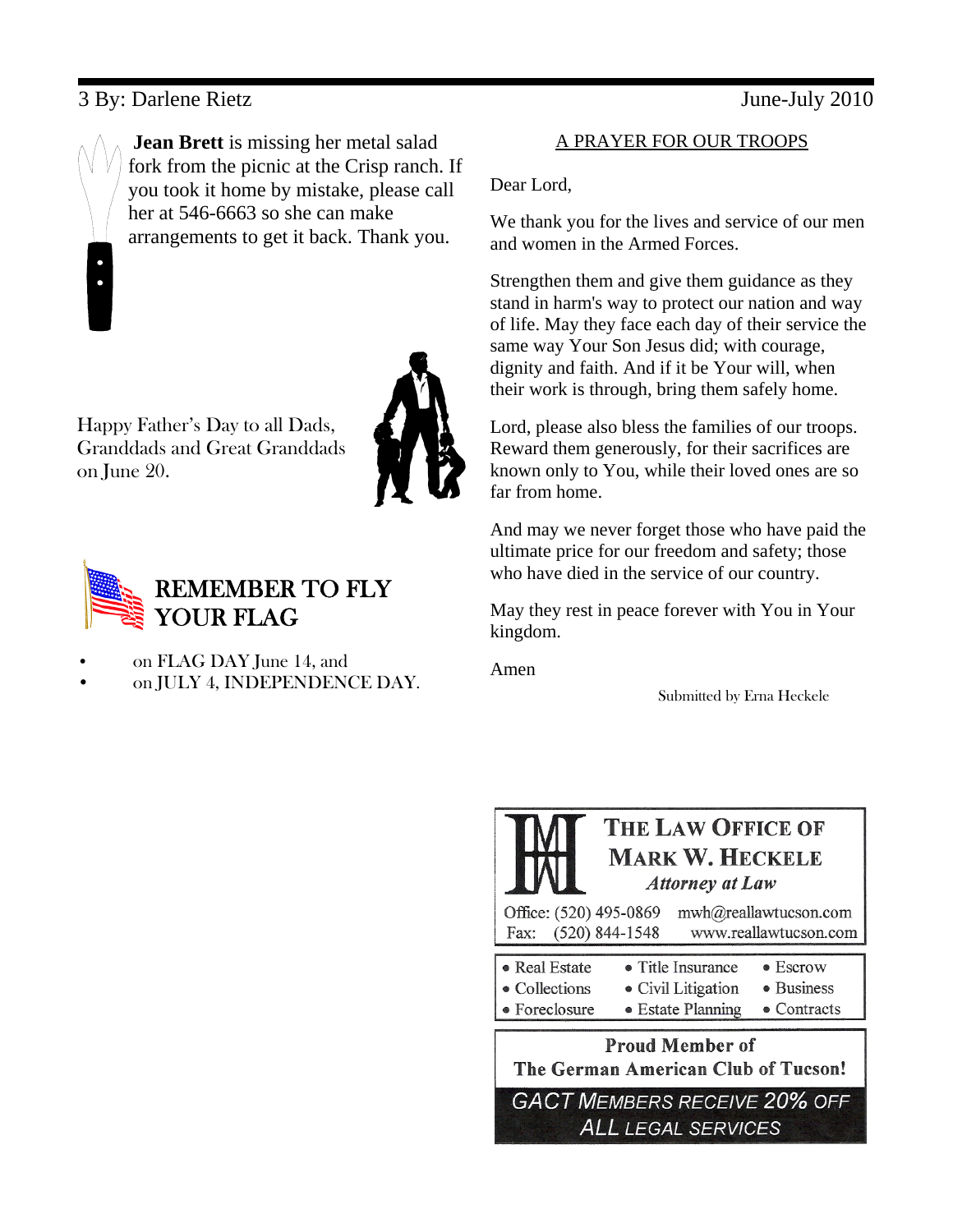3 By: Darlene Rietz June-July 2010

**Jean Brett** is missing her metal salad fork from the picnic at the Crisp ranch. If you took it home by mistake, please call her at 546-6663 so she can make arrangements to get it back. Thank you.

Happy Father's Day to all Dads, Granddads and Great Granddads on June 20.

## REMEMBER TO FLY YOUR FLAG

- on FLAG DAY June 14, and
- on JULY 4, INDEPENDENCE DAY.

## A PRAYER FOR OUR TROOPS

Dear Lord,

We thank you for the lives and service of our men and women in the Armed Forces.

Strengthen them and give them guidance as they stand in harm's way to protect our nation and way of life. May they face each day of their service the same way Your Son Jesus did; with courage, dignity and faith. And if it be Your will, when their work is through, bring them safely home.

Lord, please also bless the families of our troops. Reward them generously, for their sacrifices are known only to You, while their loved ones are so far from home.

And may we never forget those who have paid the ultimate price for our freedom and safety; those who have died in the service of our country.

May they rest in peace forever with You in Your kingdom.

Amen

Submitted by Erna Heckele

**THE LAW OFFICE OF MARK W. HECKELE**
*Attorney at Law*

Office: (520) 495-0869 mwh@reallawtucson.com
Fax: (520) 844-1548 www.reallawtucson.com

- Real Estate
- Collections
- Foreclosure
- Title Insurance
- Civil Litigation
- Estate Planning
- Escrow
- Business
- Contracts

**Proud Member of The German American Club of Tucson!**

GACT MEMBERS RECEIVE 20% OFF ALL LEGAL SERVICES